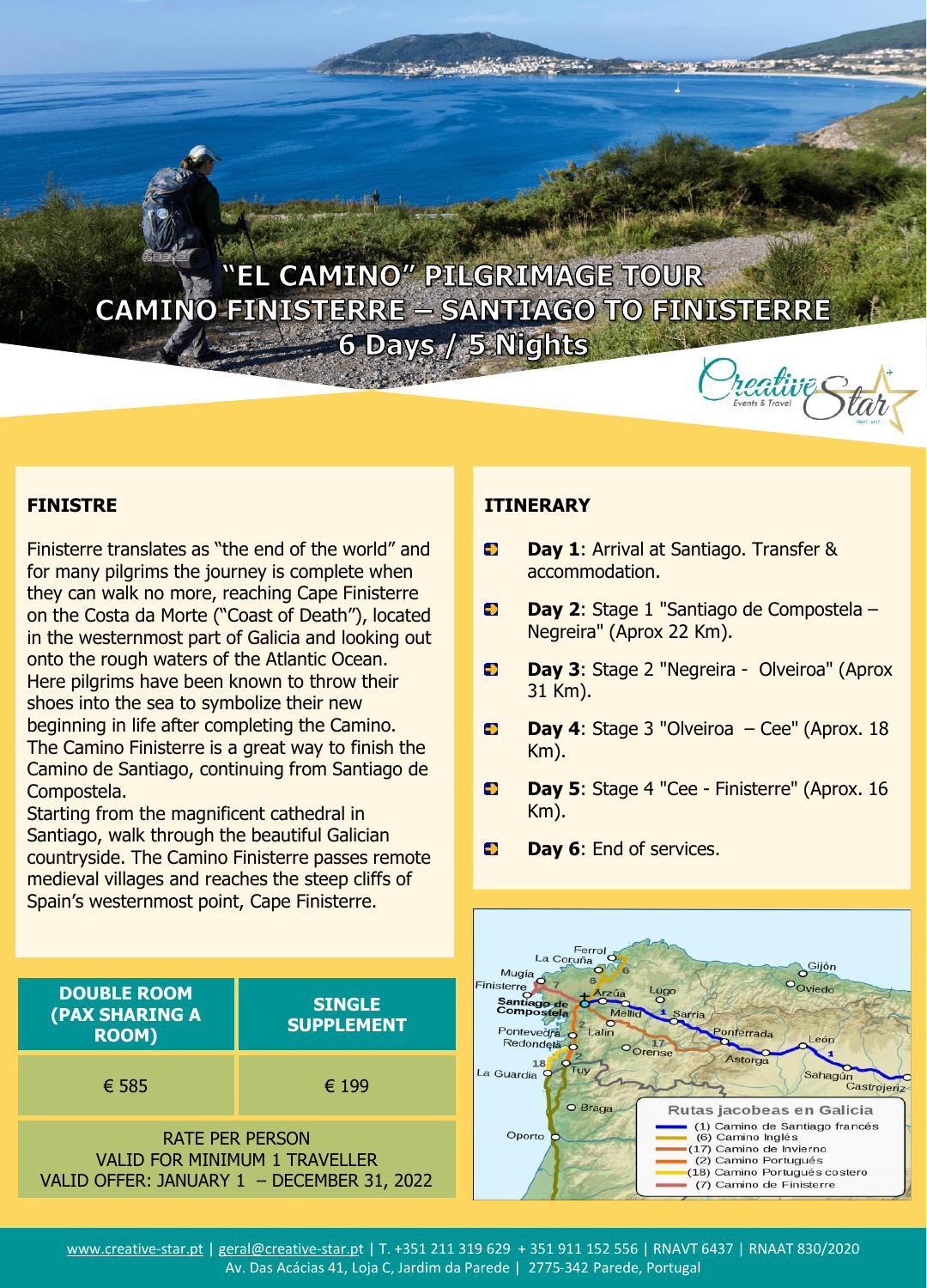# "EL CAMINO" PILGRIMAGE TOUR
# CAMINO FINISTERRE – SANTIAGO TO FINISTERRE
## 6 Days / 5 Nights

## FINISTRE

Finisterre translates as "the end of the world" and for many pilgrims the journey is complete when they can walk no more, reaching Cape Finisterre on the Costa da Morte ("Coast of Death"), located in the westernmost part of Galicia and looking out onto the rough waters of the Atlantic Ocean. Here pilgrims have been known to throw their shoes into the sea to symbolize their new beginning in life after completing the Camino. The Camino Finisterre is a great way to finish the Camino de Santiago, continuing from Santiago de Compostela.
Starting from the magnificent cathedral in Santiago, walk through the beautiful Galician countryside. The Camino Finisterre passes remote medieval villages and reaches the steep cliffs of Spain's westernmost point, Cape Finisterre.

## ITINERARY

- **Day 1**: Arrival at Santiago. Transfer & accommodation.
- **Day 2**: Stage 1 "Santiago de Compostela – Negreira" (Aprox 22 Km).
- **Day 3**: Stage 2 "Negreira - Olveiroa" (Aprox 31 Km).
- **Day 4**: Stage 3 "Olveiroa – Cee" (Aprox. 18 Km).
- **Day 5**: Stage 4 "Cee - Finisterre" (Aprox. 16 Km).
- **Day 6**: End of services.

| DOUBLE ROOM (PAX SHARING A ROOM) | SINGLE SUPPLEMENT |
|---|---|
| € 585 | € 199 |

RATE PER PERSON
VALID FOR MINIMUM 1 TRAVELLER
VALID OFFER: JANUARY 1 – DECEMBER 31, 2022

www.creative-star.pt | geral@creative-star.pt | T. +351 211 319 629 + 351 911 152 556 | RNAVT 6437 | RNAAT 830/2020
Av. Das Acácias 41, Loja C, Jardim da Parede | 2775-342 Parede, Portugal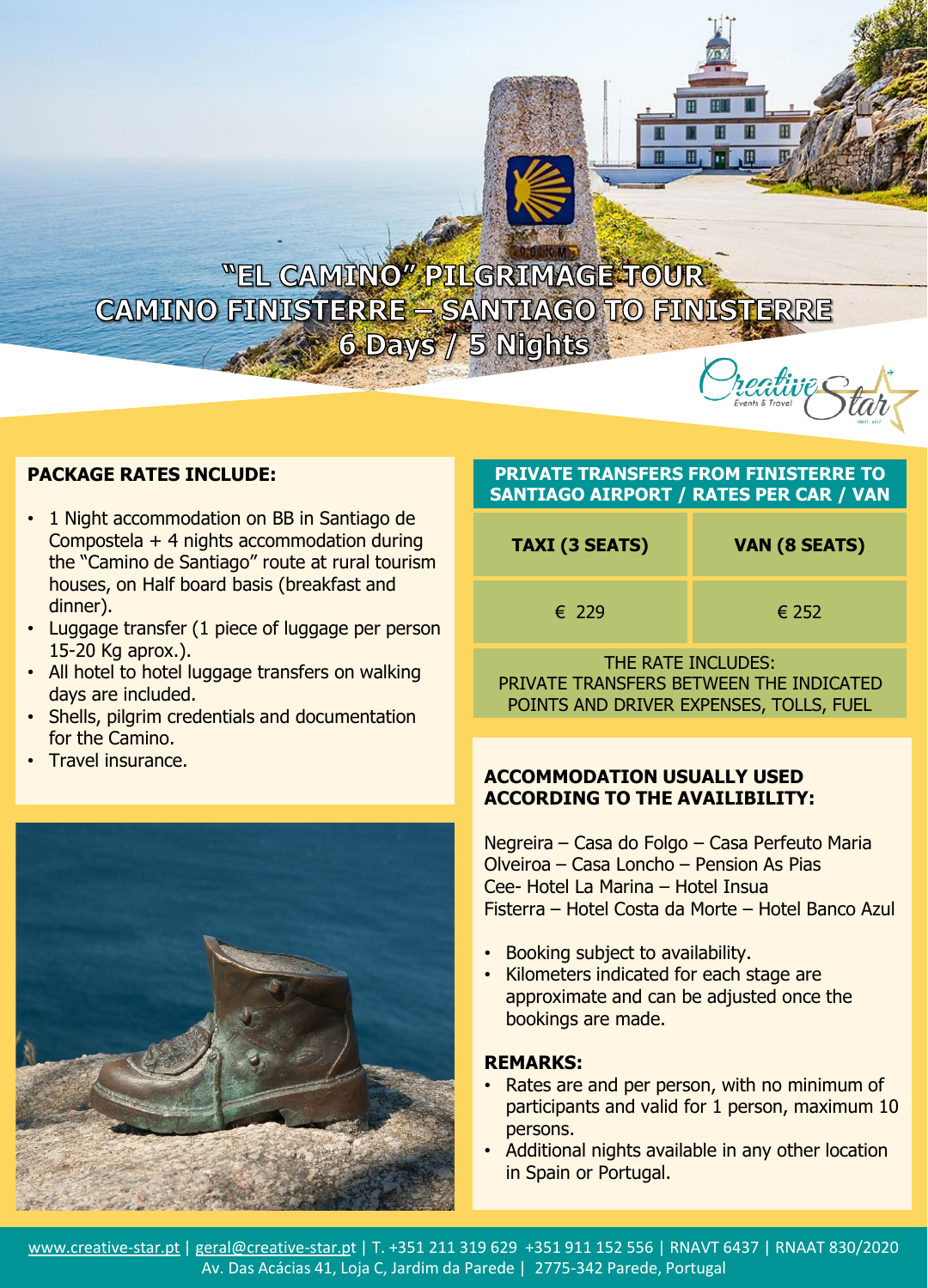# "EL CAMINO" PILGRIMAGE TOUR
# CAMINO FINISTERRE – SANTIAGO TO FINISTERRE
## 6 Days / 5 Nights

### PACKAGE RATES INCLUDE:

- 1 Night accommodation on BB in Santiago de Compostela + 4 nights accommodation during the "Camino de Santiago" route at rural tourism houses, on Half board basis (breakfast and dinner).
- Luggage transfer (1 piece of luggage per person 15-20 Kg aprox.).
- All hotel to hotel luggage transfers on walking days are included.
- Shells, pilgrim credentials and documentation for the Camino.
- Travel insurance.

### PRIVATE TRANSFERS FROM FINISTERRE TO SANTIAGO AIRPORT / RATES PER CAR / VAN

| TAXI (3 SEATS) | VAN (8 SEATS) |
|---|---|
| € 229 | € 252 |

THE RATE INCLUDES:
PRIVATE TRANSFERS BETWEEN THE INDICATED POINTS AND DRIVER EXPENSES, TOLLS, FUEL

### ACCOMMODATION USUALLY USED ACCORDING TO THE AVAILIBILITY:

Negreira – Casa do Folgo – Casa Perfeuto Maria
Olveiroa – Casa Loncho – Pension As Pias
Cee- Hotel La Marina – Hotel Insua
Fisterra – Hotel Costa da Morte – Hotel Banco Azul

- Booking subject to availability.
- Kilometers indicated for each stage are approximate and can be adjusted once the bookings are made.

### REMARKS:

- Rates are and per person, with no minimum of participants and valid for 1 person, maximum 10 persons.
- Additional nights available in any other location in Spain or Portugal.

www.creative-star.pt | geral@creative-star.pt | T. +351 211 319 629 +351 911 152 556 | RNAVT 6437 | RNAAT 830/2020
Av. Das Acácias 41, Loja C, Jardim da Parede | 2775-342 Parede, Portugal